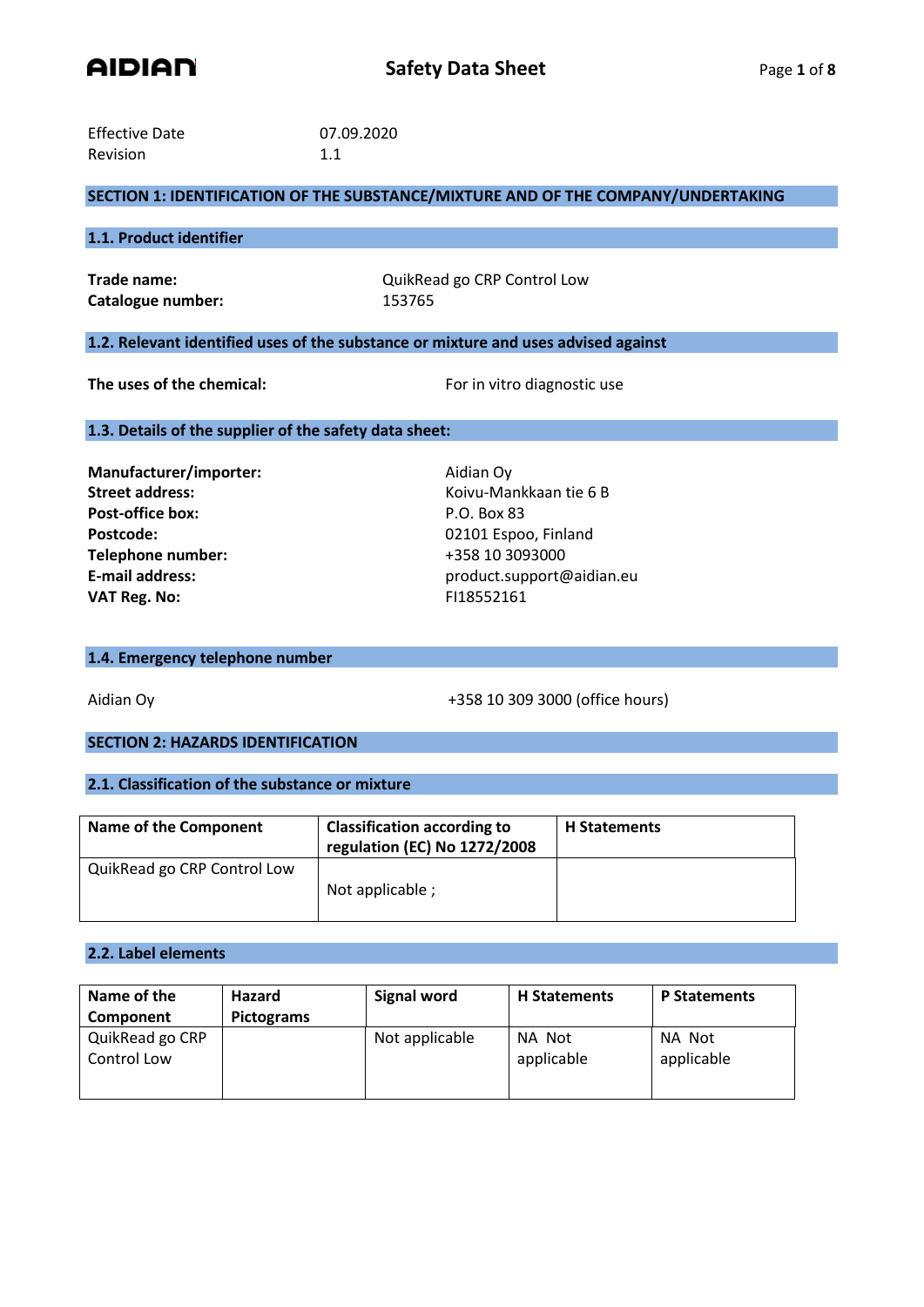# Safety Data Sheet

Effective Date 07.09.2020
Revision 1.1

## SECTION 1: IDENTIFICATION OF THE SUBSTANCE/MIXTURE AND OF THE COMPANY/UNDERTAKING

### 1.1. Product identifier

**Trade name:** QuikRead go CRP Control Low
**Catalogue number:** 153765

### 1.2. Relevant identified uses of the substance or mixture and uses advised against

**The uses of the chemical:** For in vitro diagnostic use

### 1.3. Details of the supplier of the safety data sheet:

**Manufacturer/importer:** Aidian Oy
**Street address:** Koivu-Mankkaan tie 6 B
**Post-office box:** P.O. Box 83
**Postcode:** 02101 Espoo, Finland
**Telephone number:** +358 10 3093000
**E-mail address:** product.support@aidian.eu
**VAT Reg. No:** FI18552161

### 1.4. Emergency telephone number

Aidian Oy +358 10 309 3000 (office hours)

## SECTION 2: HAZARDS IDENTIFICATION

### 2.1. Classification of the substance or mixture

| Name of the Component | Classification according to regulation (EC) No 1272/2008 | H Statements |
|---|---|---|
| QuikRead go CRP Control Low | Not applicable ; | |

### 2.2. Label elements

| Name of the Component | Hazard Pictograms | Signal word | H Statements | P Statements |
|---|---|---|---|---|
| QuikRead go CRP Control Low | | Not applicable | NA Not applicable | NA Not applicable |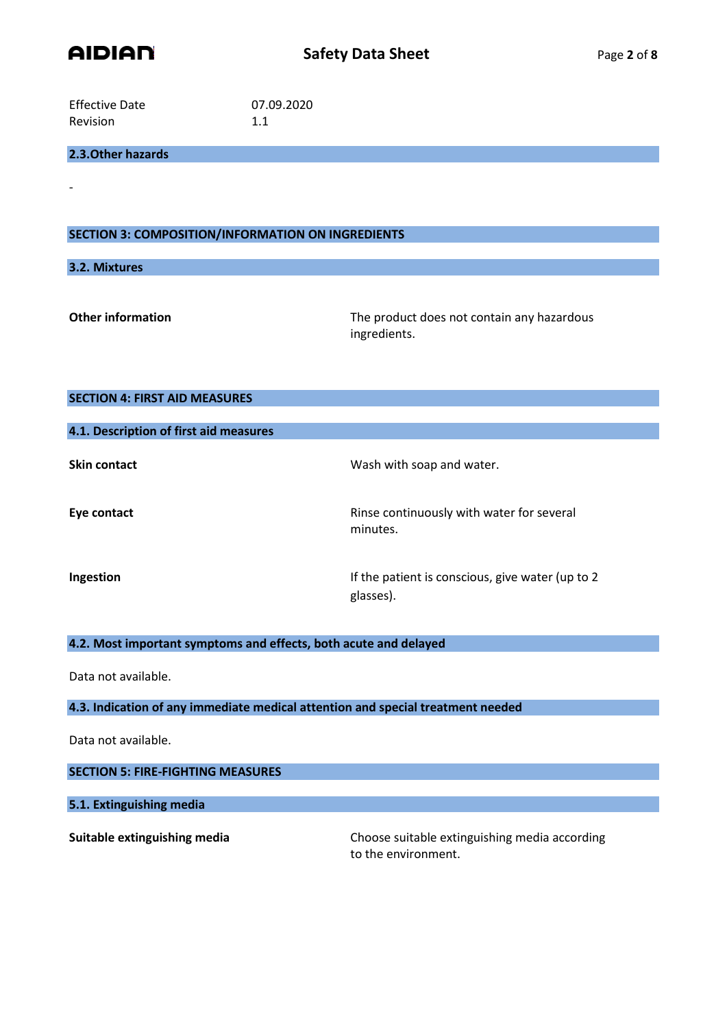| Effective Date | 07.09.2020 |
|---|---|
| Revision | 1.1 |

### 2.3.Other hazards

-

## SECTION 3: COMPOSITION/INFORMATION ON INGREDIENTS

### 3.2. Mixtures

| | |
|---|---|
| **Other information** | The product does not contain any hazardous ingredients. |

## SECTION 4: FIRST AID MEASURES

### 4.1. Description of first aid measures

| | |
|---|---|
| **Skin contact** | Wash with soap and water. |
| **Eye contact** | Rinse continuously with water for several minutes. |
| **Ingestion** | If the patient is conscious, give water (up to 2 glasses). |

### 4.2. Most important symptoms and effects, both acute and delayed

Data not available.

### 4.3. Indication of any immediate medical attention and special treatment needed

Data not available.

## SECTION 5: FIRE-FIGHTING MEASURES

### 5.1. Extinguishing media

| | |
|---|---|
| **Suitable extinguishing media** | Choose suitable extinguishing media according to the environment. |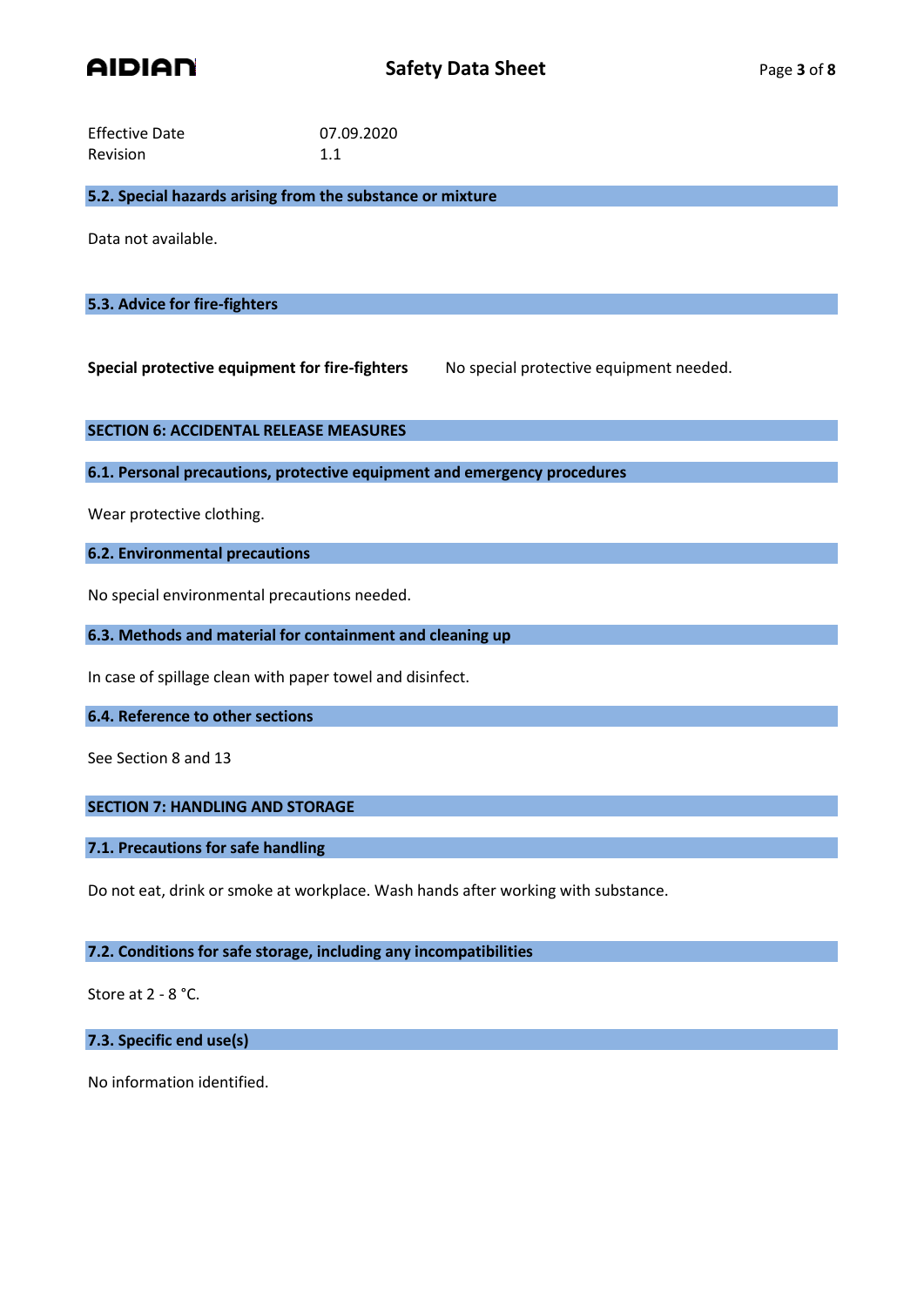Effective Date 07.09.2020
Revision 1.1

### 5.2. Special hazards arising from the substance or mixture

Data not available.

### 5.3. Advice for fire-fighters

**Special protective equipment for fire-fighters** No special protective equipment needed.

## SECTION 6: ACCIDENTAL RELEASE MEASURES

### 6.1. Personal precautions, protective equipment and emergency procedures

Wear protective clothing.

### 6.2. Environmental precautions

No special environmental precautions needed.

### 6.3. Methods and material for containment and cleaning up

In case of spillage clean with paper towel and disinfect.

### 6.4. Reference to other sections

See Section 8 and 13

## SECTION 7: HANDLING AND STORAGE

### 7.1. Precautions for safe handling

Do not eat, drink or smoke at workplace. Wash hands after working with substance.

### 7.2. Conditions for safe storage, including any incompatibilities

Store at 2 - 8 °C.

### 7.3. Specific end use(s)

No information identified.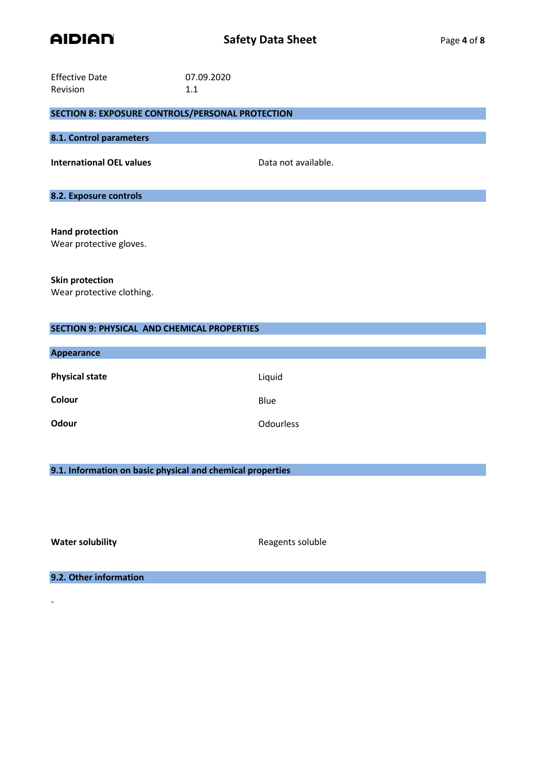Effective Date 07.09.2020
Revision 1.1

## SECTION 8: EXPOSURE CONTROLS/PERSONAL PROTECTION

### 8.1. Control parameters

| | |
|---|---|
| **International OEL values** | Data not available. |

### 8.2. Exposure controls

**Hand protection**
Wear protective gloves.

**Skin protection**
Wear protective clothing.

## SECTION 9: PHYSICAL AND CHEMICAL PROPERTIES

### Appearance

| | |
|---|---|
| **Physical state** | Liquid |
| **Colour** | Blue |
| **Odour** | Odourless |

### 9.1. Information on basic physical and chemical properties

| | |
|---|---|
| **Water solubility** | Reagents soluble |

### 9.2. Other information

-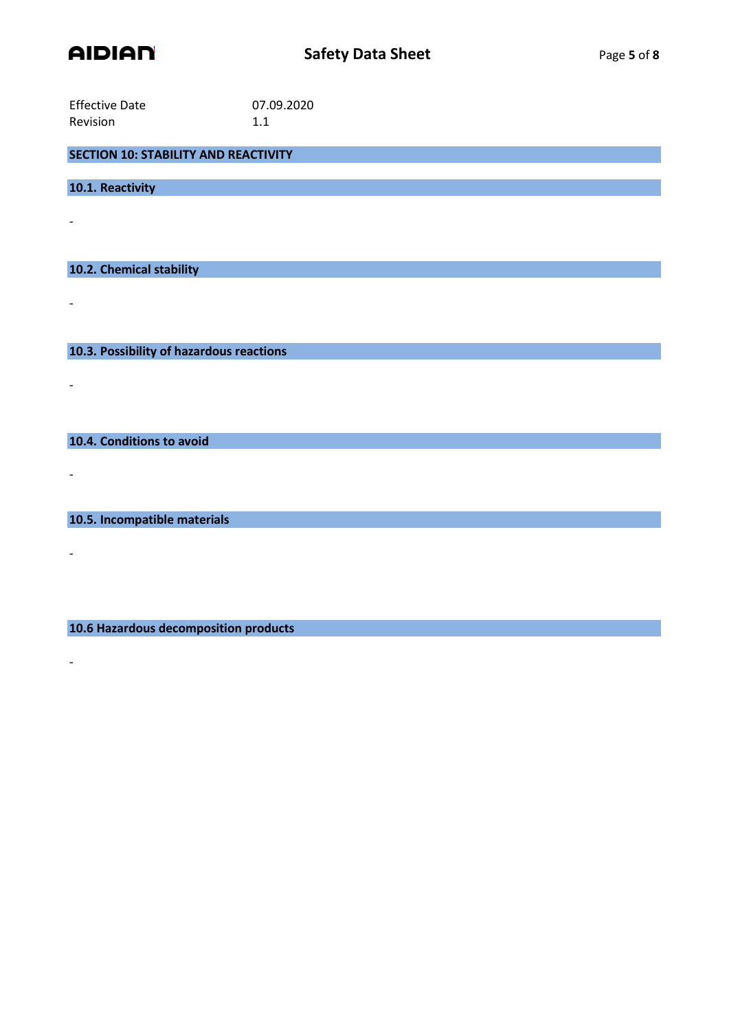Effective Date 07.09.2020
Revision 1.1

## SECTION 10: STABILITY AND REACTIVITY

### 10.1. Reactivity

-

### 10.2. Chemical stability

-

### 10.3. Possibility of hazardous reactions

-

### 10.4. Conditions to avoid

-

### 10.5. Incompatible materials

-

### 10.6 Hazardous decomposition products

-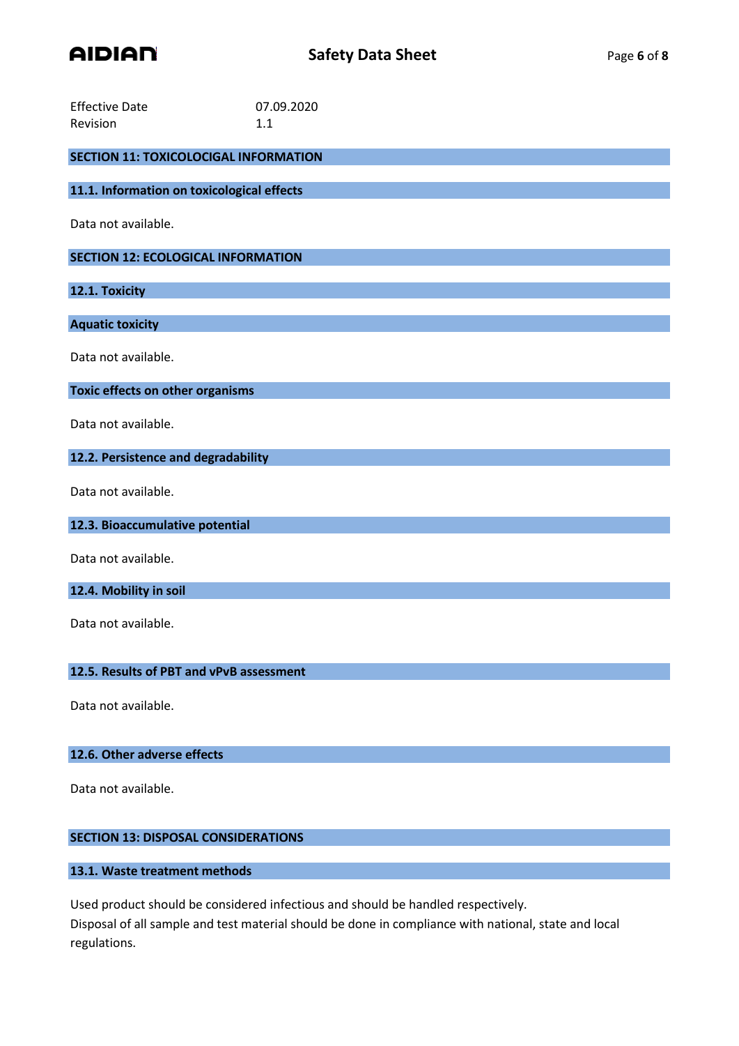Effective Date 07.09.2020
Revision 1.1

## SECTION 11: TOXICOLOCIGAL INFORMATION

### 11.1. Information on toxicological effects

Data not available.

## SECTION 12: ECOLOGICAL INFORMATION

### 12.1. Toxicity

#### Aquatic toxicity

Data not available.

#### Toxic effects on other organisms

Data not available.

### 12.2. Persistence and degradability

Data not available.

### 12.3. Bioaccumulative potential

Data not available.

### 12.4. Mobility in soil

Data not available.

### 12.5. Results of PBT and vPvB assessment

Data not available.

### 12.6. Other adverse effects

Data not available.

## SECTION 13: DISPOSAL CONSIDERATIONS

### 13.1. Waste treatment methods

Used product should be considered infectious and should be handled respectively.
Disposal of all sample and test material should be done in compliance with national, state and local regulations.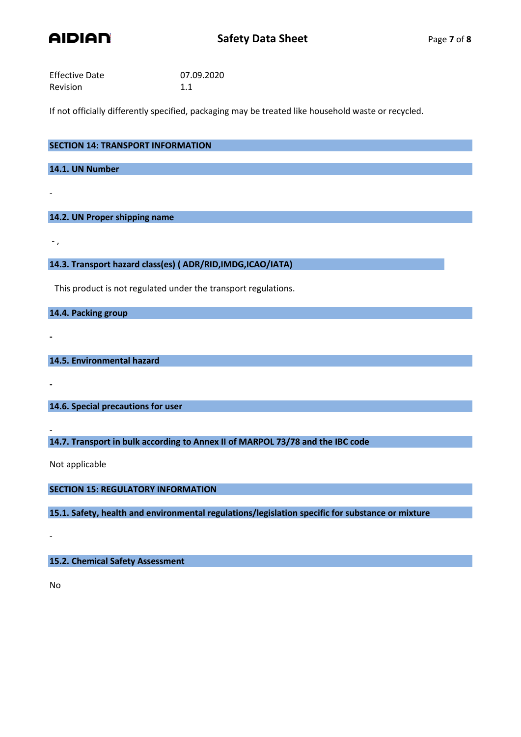Effective Date 07.09.2020
Revision 1.1

If not officially differently specified, packaging may be treated like household waste or recycled.

## SECTION 14: TRANSPORT INFORMATION

### 14.1. UN Number

-

### 14.2. UN Proper shipping name

- ,

### 14.3. Transport hazard class(es) ( ADR/RID,IMDG,ICAO/IATA)

This product is not regulated under the transport regulations.

### 14.4. Packing group

-

### 14.5. Environmental hazard

-

### 14.6. Special precautions for user

-

### 14.7. Transport in bulk according to Annex II of MARPOL 73/78 and the IBC code

Not applicable

## SECTION 15: REGULATORY INFORMATION

### 15.1. Safety, health and environmental regulations/legislation specific for substance or mixture

-

### 15.2. Chemical Safety Assessment

No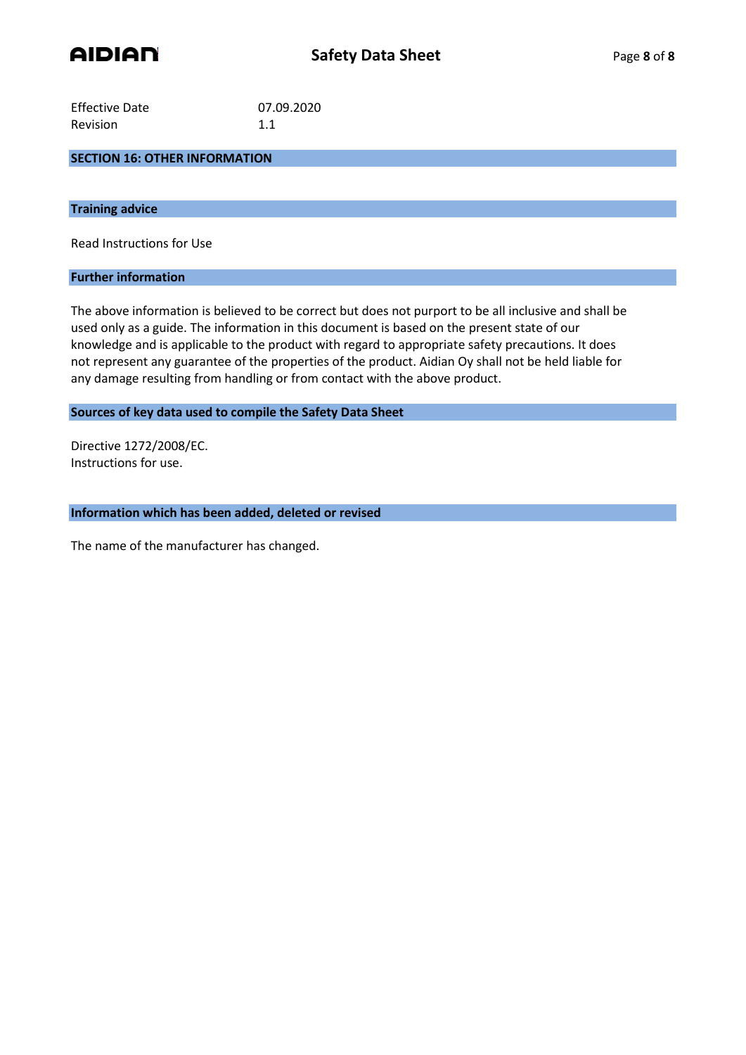| | |
|---|---|
| Effective Date | 07.09.2020 |
| Revision | 1.1 |

## SECTION 16: OTHER INFORMATION

### Training advice

Read Instructions for Use

### Further information

The above information is believed to be correct but does not purport to be all inclusive and shall be used only as a guide. The information in this document is based on the present state of our knowledge and is applicable to the product with regard to appropriate safety precautions. It does not represent any guarantee of the properties of the product. Aidian Oy shall not be held liable for any damage resulting from handling or from contact with the above product.

### Sources of key data used to compile the Safety Data Sheet

Directive 1272/2008/EC.
Instructions for use.

### Information which has been added, deleted or revised

The name of the manufacturer has changed.